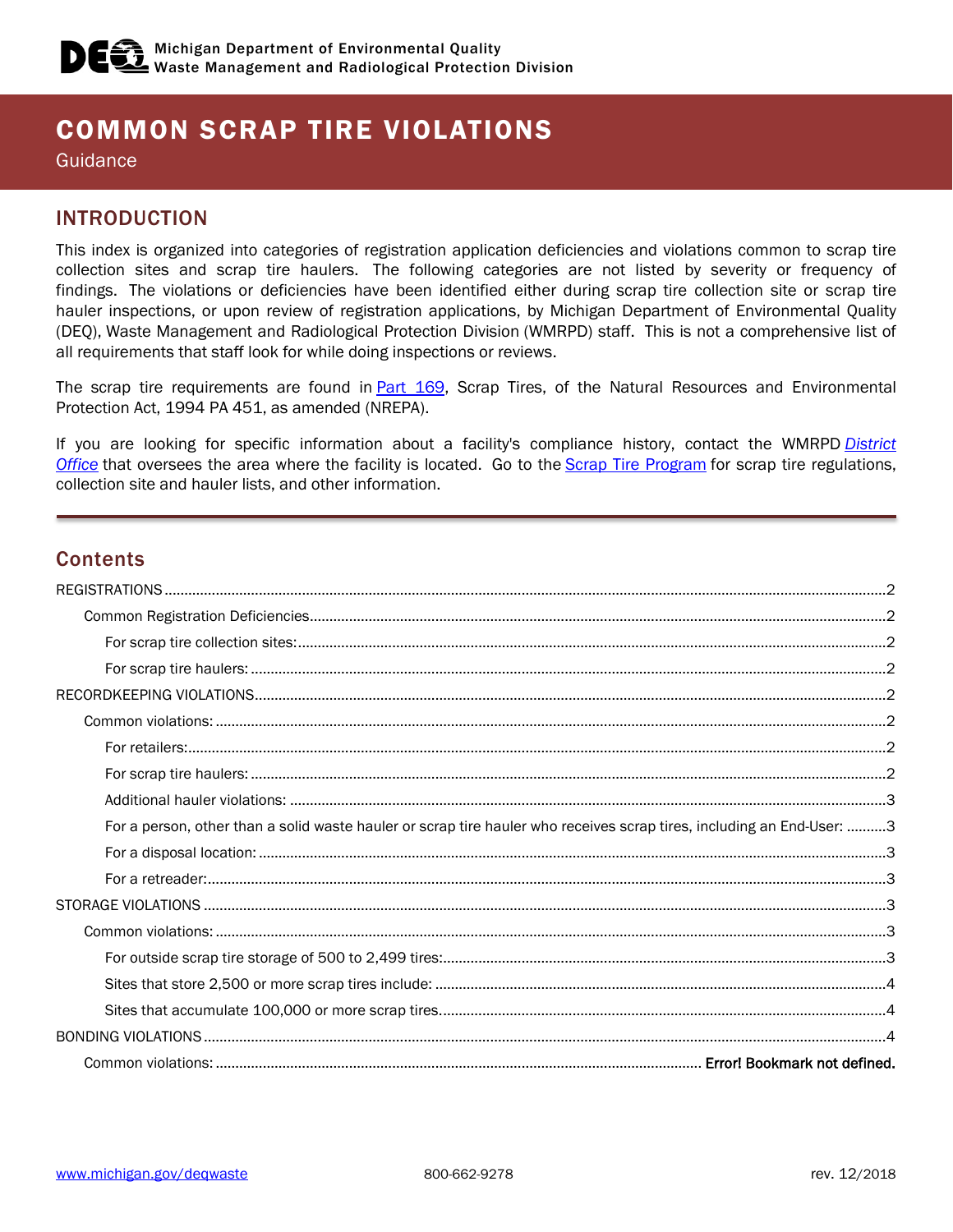Michigan Department of Environmental Quality
Waste Management and Radiological Protection Division

# COMMON SCRAP TIRE VIOLATIONS

Guidance

## INTRODUCTION

This index is organized into categories of registration application deficiencies and violations common to scrap tire collection sites and scrap tire haulers. The following categories are not listed by severity or frequency of findings. The violations or deficiencies have been identified either during scrap tire collection site or scrap tire hauler inspections, or upon review of registration applications, by Michigan Department of Environmental Quality (DEQ), Waste Management and Radiological Protection Division (WMRPD) staff. This is not a comprehensive list of all requirements that staff look for while doing inspections or reviews.

The scrap tire requirements are found in Part 169, Scrap Tires, of the Natural Resources and Environmental Protection Act, 1994 PA 451, as amended (NREPA).

If you are looking for specific information about a facility's compliance history, contact the WMRPD *District Office* that oversees the area where the facility is located. Go to the Scrap Tire Program for scrap tire regulations, collection site and hauler lists, and other information.

## Contents

- REGISTRATIONS ..... 2
  - Common Registration Deficiencies ..... 2
    - For scrap tire collection sites: ..... 2
    - For scrap tire haulers: ..... 2
- RECORDKEEPING VIOLATIONS ..... 2
  - Common violations: ..... 2
    - For retailers: ..... 2
    - For scrap tire haulers: ..... 2
    - Additional hauler violations: ..... 3
    - For a person, other than a solid waste hauler or scrap tire hauler who receives scrap tires, including an End-User: ..... 3
    - For a disposal location: ..... 3
    - For a retreader: ..... 3
- STORAGE VIOLATIONS ..... 3
  - Common violations: ..... 3
    - For outside scrap tire storage of 500 to 2,499 tires: ..... 3
    - Sites that store 2,500 or more scrap tires include: ..... 4
    - Sites that accumulate 100,000 or more scrap tires. ..... 4
- BONDING VIOLATIONS ..... 4
  - Common violations: ..... **Error! Bookmark not defined.**

www.michigan.gov/deqwaste 800-662-9278 rev. 12/2018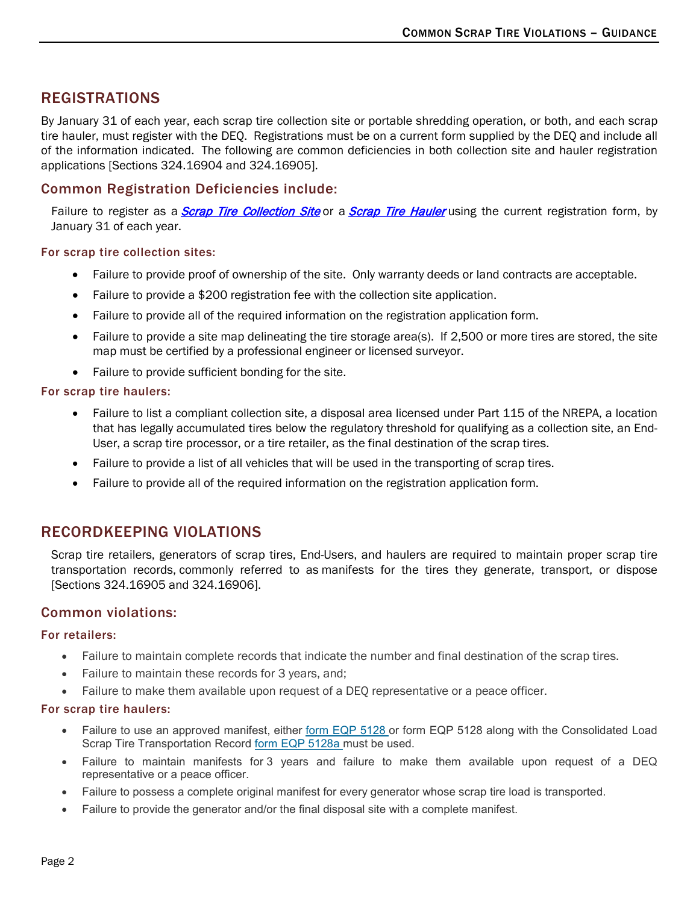## REGISTRATIONS

By January 31 of each year, each scrap tire collection site or portable shredding operation, or both, and each scrap tire hauler, must register with the DEQ. Registrations must be on a current form supplied by the DEQ and include all of the information indicated. The following are common deficiencies in both collection site and hauler registration applications [Sections 324.16904 and 324.16905].

### Common Registration Deficiencies include:

Failure to register as a ***Scrap Tire Collection Site*** or a ***Scrap Tire Hauler*** using the current registration form, by January 31 of each year.

#### For scrap tire collection sites:

- Failure to provide proof of ownership of the site. Only warranty deeds or land contracts are acceptable.
- Failure to provide a $200 registration fee with the collection site application.
- Failure to provide all of the required information on the registration application form.
- Failure to provide a site map delineating the tire storage area(s). If 2,500 or more tires are stored, the site map must be certified by a professional engineer or licensed surveyor.
- Failure to provide sufficient bonding for the site.

#### For scrap tire haulers:

- Failure to list a compliant collection site, a disposal area licensed under Part 115 of the NREPA, a location that has legally accumulated tires below the regulatory threshold for qualifying as a collection site, an End-User, a scrap tire processor, or a tire retailer, as the final destination of the scrap tires.
- Failure to provide a list of all vehicles that will be used in the transporting of scrap tires.
- Failure to provide all of the required information on the registration application form.

## RECORDKEEPING VIOLATIONS

Scrap tire retailers, generators of scrap tires, End-Users, and haulers are required to maintain proper scrap tire transportation records, commonly referred to as manifests for the tires they generate, transport, or dispose [Sections 324.16905 and 324.16906].

### Common violations:

#### For retailers:

- Failure to maintain complete records that indicate the number and final destination of the scrap tires.
- Failure to maintain these records for 3 years, and;
- Failure to make them available upon request of a DEQ representative or a peace officer.

#### For scrap tire haulers:

- Failure to use an approved manifest, either form EQP 5128 or form EQP 5128 along with the Consolidated Load Scrap Tire Transportation Record form EQP 5128a must be used.
- Failure to maintain manifests for 3 years and failure to make them available upon request of a DEQ representative or a peace officer.
- Failure to possess a complete original manifest for every generator whose scrap tire load is transported.
- Failure to provide the generator and/or the final disposal site with a complete manifest.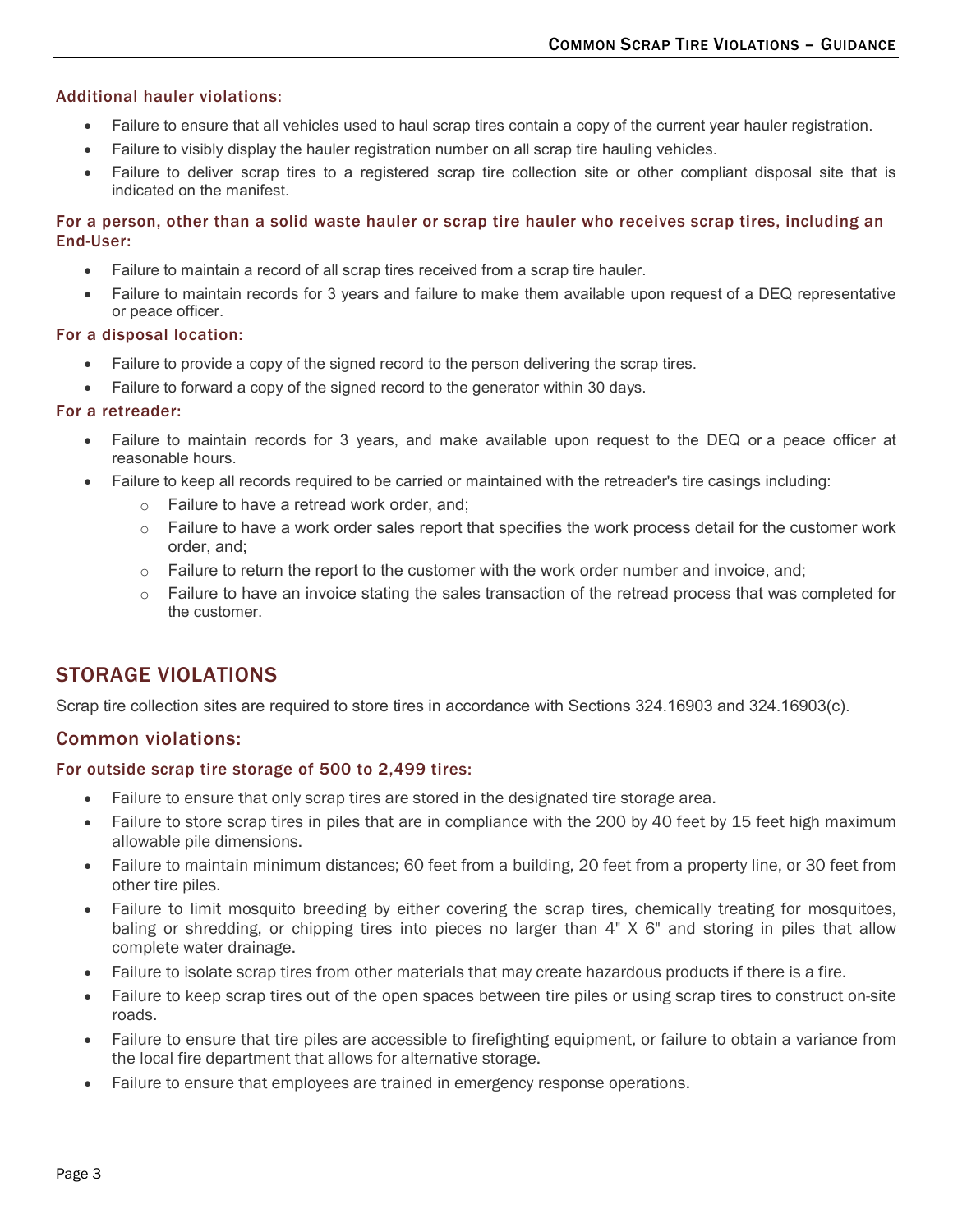#### Additional hauler violations:

- Failure to ensure that all vehicles used to haul scrap tires contain a copy of the current year hauler registration.
- Failure to visibly display the hauler registration number on all scrap tire hauling vehicles.
- Failure to deliver scrap tires to a registered scrap tire collection site or other compliant disposal site that is indicated on the manifest.

#### For a person, other than a solid waste hauler or scrap tire hauler who receives scrap tires, including an End-User:

- Failure to maintain a record of all scrap tires received from a scrap tire hauler.
- Failure to maintain records for 3 years and failure to make them available upon request of a DEQ representative or peace officer.

#### For a disposal location:

- Failure to provide a copy of the signed record to the person delivering the scrap tires.
- Failure to forward a copy of the signed record to the generator within 30 days.

#### For a retreader:

- Failure to maintain records for 3 years, and make available upon request to the DEQ or a peace officer at reasonable hours.
- Failure to keep all records required to be carried or maintained with the retreader's tire casings including:
    - Failure to have a retread work order, and;
    - Failure to have a work order sales report that specifies the work process detail for the customer work order, and;
    - Failure to return the report to the customer with the work order number and invoice, and;
    - Failure to have an invoice stating the sales transaction of the retread process that was completed for the customer.

## STORAGE VIOLATIONS

Scrap tire collection sites are required to store tires in accordance with Sections 324.16903 and 324.16903(c).

### Common violations:

#### For outside scrap tire storage of 500 to 2,499 tires:

- Failure to ensure that only scrap tires are stored in the designated tire storage area.
- Failure to store scrap tires in piles that are in compliance with the 200 by 40 feet by 15 feet high maximum allowable pile dimensions.
- Failure to maintain minimum distances; 60 feet from a building, 20 feet from a property line, or 30 feet from other tire piles.
- Failure to limit mosquito breeding by either covering the scrap tires, chemically treating for mosquitoes, baling or shredding, or chipping tires into pieces no larger than 4" X 6" and storing in piles that allow complete water drainage.
- Failure to isolate scrap tires from other materials that may create hazardous products if there is a fire.
- Failure to keep scrap tires out of the open spaces between tire piles or using scrap tires to construct on-site roads.
- Failure to ensure that tire piles are accessible to firefighting equipment, or failure to obtain a variance from the local fire department that allows for alternative storage.
- Failure to ensure that employees are trained in emergency response operations.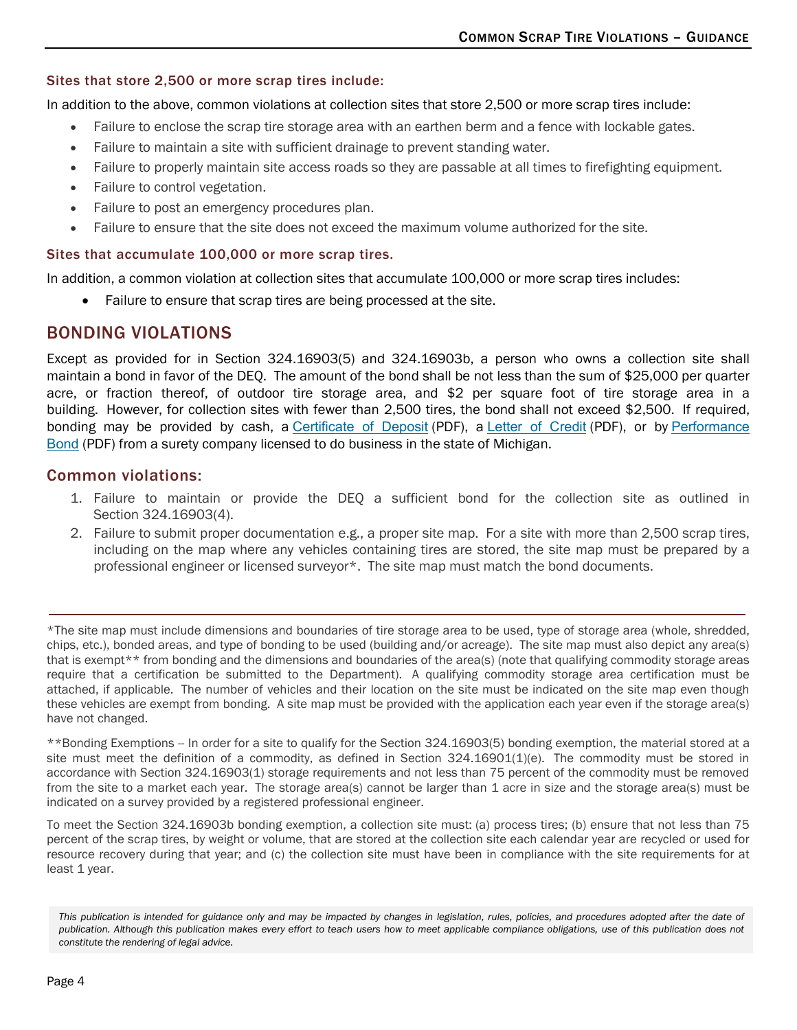### Sites that store 2,500 or more scrap tires include:

In addition to the above, common violations at collection sites that store 2,500 or more scrap tires include:

- Failure to enclose the scrap tire storage area with an earthen berm and a fence with lockable gates.
- Failure to maintain a site with sufficient drainage to prevent standing water.
- Failure to properly maintain site access roads so they are passable at all times to firefighting equipment.
- Failure to control vegetation.
- Failure to post an emergency procedures plan.
- Failure to ensure that the site does not exceed the maximum volume authorized for the site.

### Sites that accumulate 100,000 or more scrap tires.

In addition, a common violation at collection sites that accumulate 100,000 or more scrap tires includes:

- Failure to ensure that scrap tires are being processed at the site.

## BONDING VIOLATIONS

Except as provided for in Section 324.16903(5) and 324.16903b, a person who owns a collection site shall maintain a bond in favor of the DEQ. The amount of the bond shall be not less than the sum of $25,000 per quarter acre, or fraction thereof, of outdoor tire storage area, and $2 per square foot of tire storage area in a building. However, for collection sites with fewer than 2,500 tires, the bond shall not exceed $2,500. If required, bonding may be provided by cash, a Certificate of Deposit (PDF), a Letter of Credit (PDF), or by Performance Bond (PDF) from a surety company licensed to do business in the state of Michigan.

### Common violations:

1. Failure to maintain or provide the DEQ a sufficient bond for the collection site as outlined in Section 324.16903(4).
2. Failure to submit proper documentation e.g., a proper site map. For a site with more than 2,500 scrap tires, including on the map where any vehicles containing tires are stored, the site map must be prepared by a professional engineer or licensed surveyor*. The site map must match the bond documents.

---

*The site map must include dimensions and boundaries of tire storage area to be used, type of storage area (whole, shredded, chips, etc.), bonded areas, and type of bonding to be used (building and/or acreage). The site map must also depict any area(s) that is exempt** from bonding and the dimensions and boundaries of the area(s) (note that qualifying commodity storage areas require that a certification be submitted to the Department). A qualifying commodity storage area certification must be attached, if applicable. The number of vehicles and their location on the site must be indicated on the site map even though these vehicles are exempt from bonding. A site map must be provided with the application each year even if the storage area(s) have not changed.

**Bonding Exemptions -- In order for a site to qualify for the Section 324.16903(5) bonding exemption, the material stored at a site must meet the definition of a commodity, as defined in Section 324.16901(1)(e). The commodity must be stored in accordance with Section 324.16903(1) storage requirements and not less than 75 percent of the commodity must be removed from the site to a market each year. The storage area(s) cannot be larger than 1 acre in size and the storage area(s) must be indicated on a survey provided by a registered professional engineer.

To meet the Section 324.16903b bonding exemption, a collection site must: (a) process tires; (b) ensure that not less than 75 percent of the scrap tires, by weight or volume, that are stored at the collection site each calendar year are recycled or used for resource recovery during that year; and (c) the collection site must have been in compliance with the site requirements for at least 1 year.

*This publication is intended for guidance only and may be impacted by changes in legislation, rules, policies, and procedures adopted after the date of publication. Although this publication makes every effort to teach users how to meet applicable compliance obligations, use of this publication does not constitute the rendering of legal advice.*